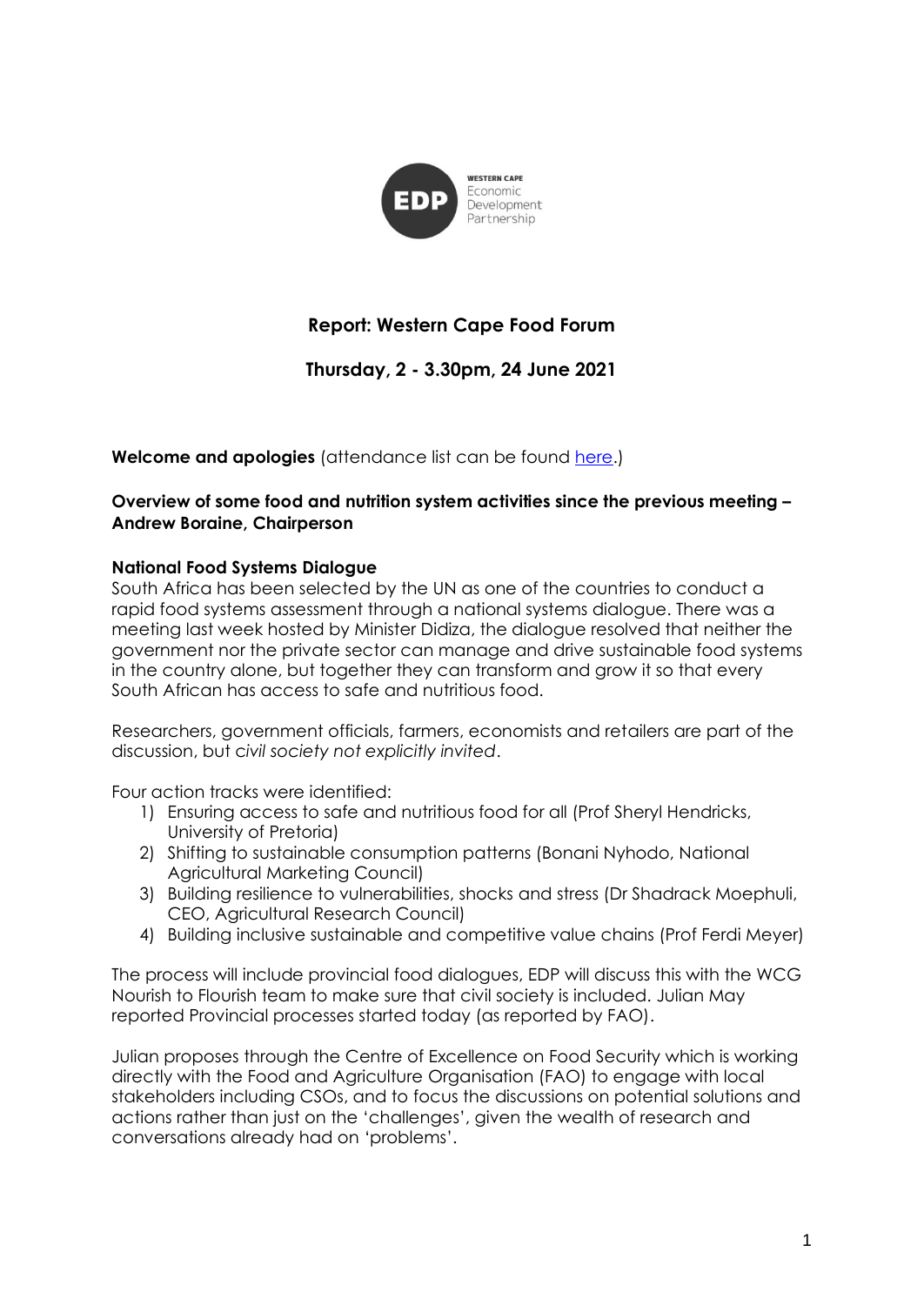WESTERN CAPE
Economic
Development
Partnership

# Report: Western Cape Food Forum

## Thursday, 2 - 3.30pm, 24 June 2021

**Welcome and apologies** (attendance list can be found here.)

**Overview of some food and nutrition system activities since the previous meeting – Andrew Boraine, Chairperson**

### National Food Systems Dialogue

South Africa has been selected by the UN as one of the countries to conduct a rapid food systems assessment through a national systems dialogue. There was a meeting last week hosted by Minister Didiza, the dialogue resolved that neither the government nor the private sector can manage and drive sustainable food systems in the country alone, but together they can transform and grow it so that every South African has access to safe and nutritious food.

Researchers, government officials, farmers, economists and retailers are part of the discussion, but *civil society not explicitly invited*.

Four action tracks were identified:

1) Ensuring access to safe and nutritious food for all (Prof Sheryl Hendricks, University of Pretoria)
2) Shifting to sustainable consumption patterns (Bonani Nyhodo, National Agricultural Marketing Council)
3) Building resilience to vulnerabilities, shocks and stress (Dr Shadrack Moephuli, CEO, Agricultural Research Council)
4) Building inclusive sustainable and competitive value chains (Prof Ferdi Meyer)

The process will include provincial food dialogues, EDP will discuss this with the WCG Nourish to Flourish team to make sure that civil society is included. Julian May reported Provincial processes started today (as reported by FAO).

Julian proposes through the Centre of Excellence on Food Security which is working directly with the Food and Agriculture Organisation (FAO) to engage with local stakeholders including CSOs, and to focus the discussions on potential solutions and actions rather than just on the 'challenges', given the wealth of research and conversations already had on 'problems'.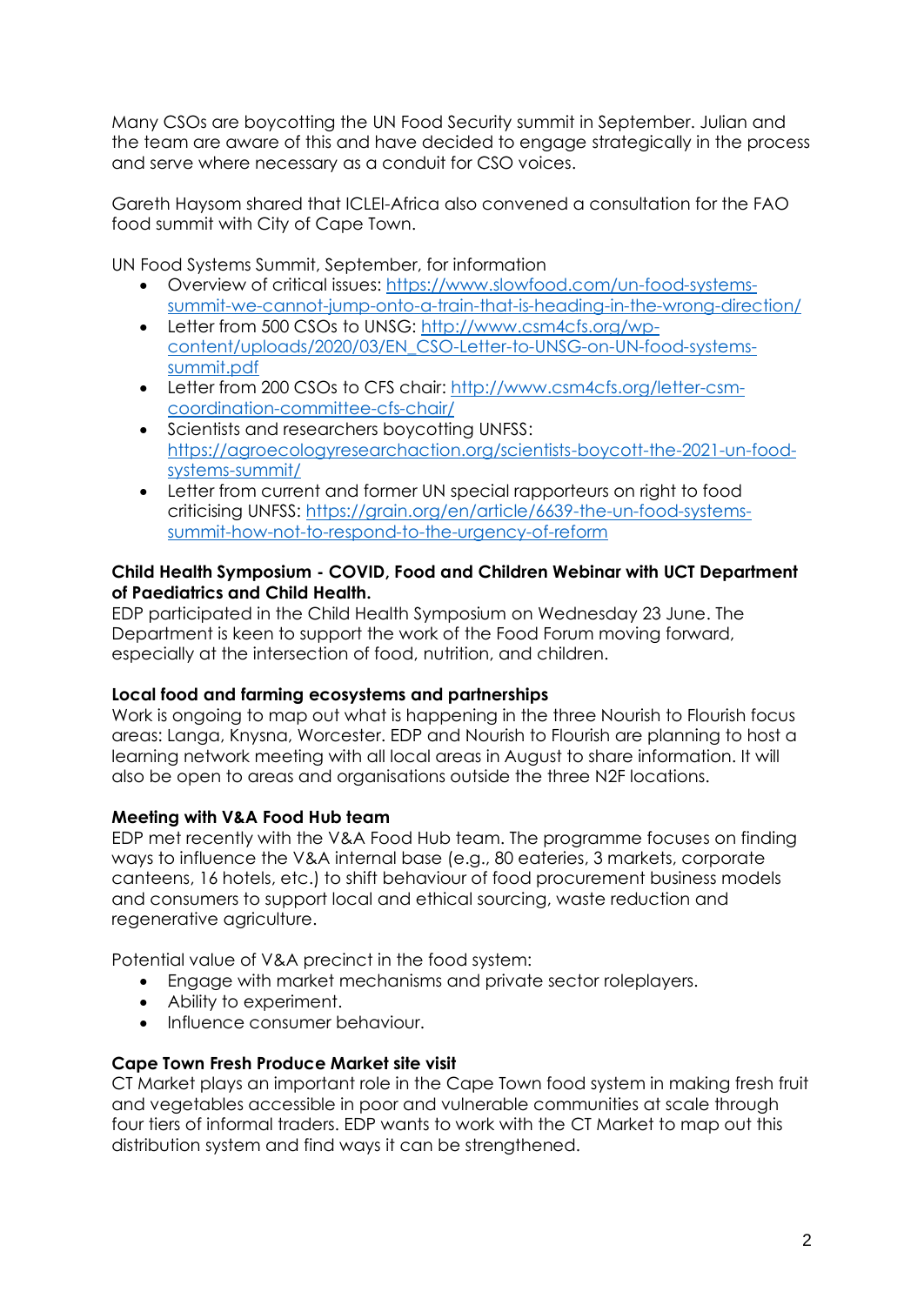Many CSOs are boycotting the UN Food Security summit in September. Julian and the team are aware of this and have decided to engage strategically in the process and serve where necessary as a conduit for CSO voices.

Gareth Haysom shared that ICLEI-Africa also convened a consultation for the FAO food summit with City of Cape Town.

UN Food Systems Summit, September, for information

- Overview of critical issues: https://www.slowfood.com/un-food-systems-summit-we-cannot-jump-onto-a-train-that-is-heading-in-the-wrong-direction/
- Letter from 500 CSOs to UNSG: http://www.csm4cfs.org/wp-content/uploads/2020/03/EN_CSO-Letter-to-UNSG-on-UN-food-systems-summit.pdf
- Letter from 200 CSOs to CFS chair: http://www.csm4cfs.org/letter-csm-coordination-committee-cfs-chair/
- Scientists and researchers boycotting UNFSS: https://agroecologyresearchaction.org/scientists-boycott-the-2021-un-food-systems-summit/
- Letter from current and former UN special rapporteurs on right to food criticising UNFSS: https://grain.org/en/article/6639-the-un-food-systems-summit-how-not-to-respond-to-the-urgency-of-reform

**Child Health Symposium - COVID, Food and Children Webinar with UCT Department of Paediatrics and Child Health.**

EDP participated in the Child Health Symposium on Wednesday 23 June. The Department is keen to support the work of the Food Forum moving forward, especially at the intersection of food, nutrition, and children.

**Local food and farming ecosystems and partnerships**

Work is ongoing to map out what is happening in the three Nourish to Flourish focus areas: Langa, Knysna, Worcester. EDP and Nourish to Flourish are planning to host a learning network meeting with all local areas in August to share information. It will also be open to areas and organisations outside the three N2F locations.

**Meeting with V&A Food Hub team**

EDP met recently with the V&A Food Hub team. The programme focuses on finding ways to influence the V&A internal base (e.g., 80 eateries, 3 markets, corporate canteens, 16 hotels, etc.) to shift behaviour of food procurement business models and consumers to support local and ethical sourcing, waste reduction and regenerative agriculture.

Potential value of V&A precinct in the food system:

- Engage with market mechanisms and private sector roleplayers.
- Ability to experiment.
- Influence consumer behaviour.

**Cape Town Fresh Produce Market site visit**

CT Market plays an important role in the Cape Town food system in making fresh fruit and vegetables accessible in poor and vulnerable communities at scale through four tiers of informal traders. EDP wants to work with the CT Market to map out this distribution system and find ways it can be strengthened.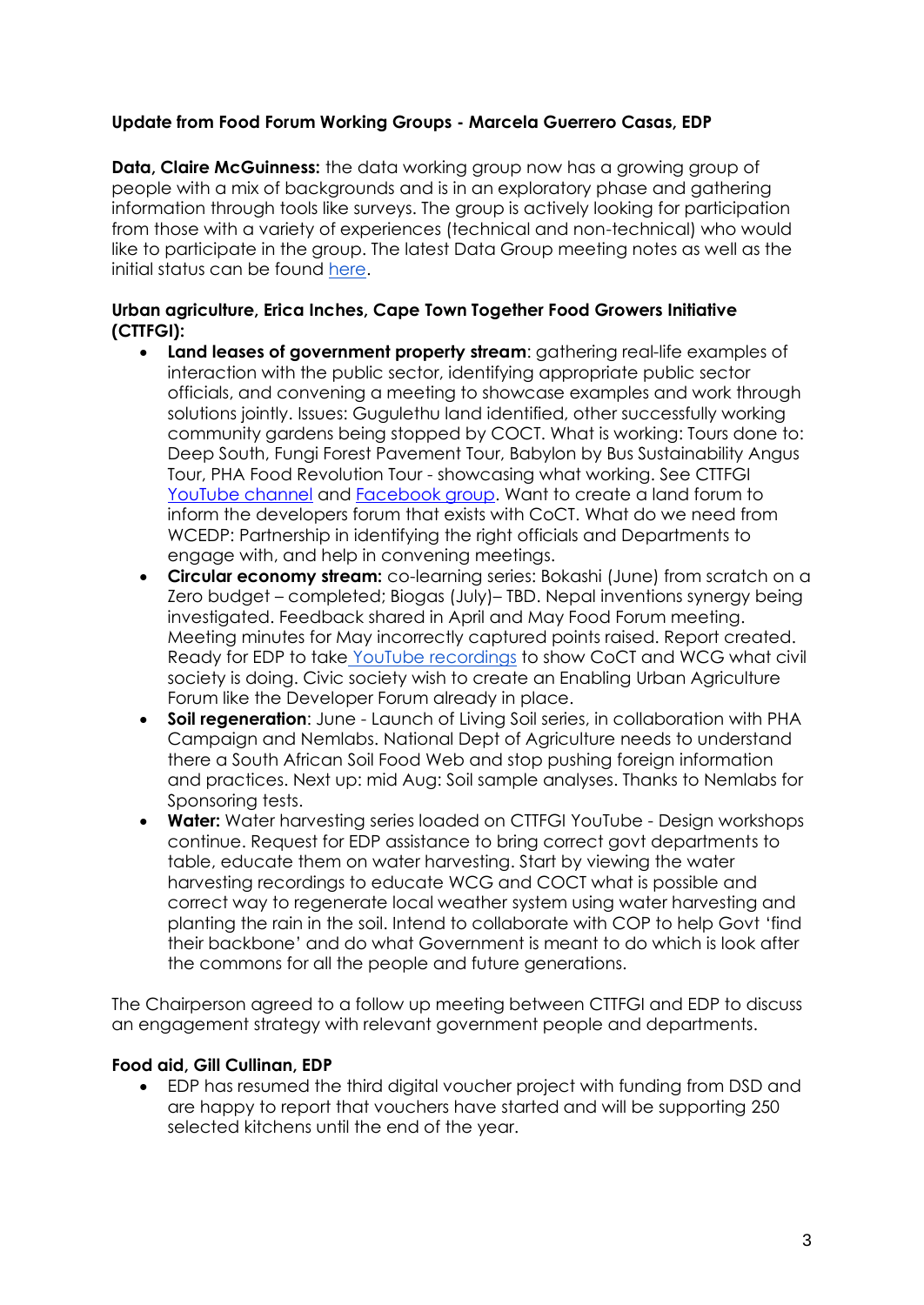**Update from Food Forum Working Groups - Marcela Guerrero Casas, EDP**

**Data, Claire McGuinness:** the data working group now has a growing group of people with a mix of backgrounds and is in an exploratory phase and gathering information through tools like surveys. The group is actively looking for participation from those with a variety of experiences (technical and non-technical) who would like to participate in the group. The latest Data Group meeting notes as well as the initial status can be found here.

**Urban agriculture, Erica Inches, Cape Town Together Food Growers Initiative (CTTFGI):**

- **Land leases of government property stream**: gathering real-life examples of interaction with the public sector, identifying appropriate public sector officials, and convening a meeting to showcase examples and work through solutions jointly. Issues: Gugulethu land identified, other successfully working community gardens being stopped by COCT. What is working: Tours done to: Deep South, Fungi Forest Pavement Tour, Babylon by Bus Sustainability Angus Tour, PHA Food Revolution Tour - showcasing what working. See CTTFGI YouTube channel and Facebook group. Want to create a land forum to inform the developers forum that exists with CoCT. What do we need from WCEDP: Partnership in identifying the right officials and Departments to engage with, and help in convening meetings.
- **Circular economy stream:** co-learning series: Bokashi (June) from scratch on a Zero budget – completed; Biogas (July)– TBD. Nepal inventions synergy being investigated. Feedback shared in April and May Food Forum meeting. Meeting minutes for May incorrectly captured points raised. Report created. Ready for EDP to take YouTube recordings to show CoCT and WCG what civil society is doing. Civic society wish to create an Enabling Urban Agriculture Forum like the Developer Forum already in place.
- **Soil regeneration**: June - Launch of Living Soil series, in collaboration with PHA Campaign and Nemlabs. National Dept of Agriculture needs to understand there a South African Soil Food Web and stop pushing foreign information and practices. Next up: mid Aug: Soil sample analyses. Thanks to Nemlabs for Sponsoring tests.
- **Water:** Water harvesting series loaded on CTTFGI YouTube - Design workshops continue. Request for EDP assistance to bring correct govt departments to table, educate them on water harvesting. Start by viewing the water harvesting recordings to educate WCG and COCT what is possible and correct way to regenerate local weather system using water harvesting and planting the rain in the soil. Intend to collaborate with COP to help Govt 'find their backbone' and do what Government is meant to do which is look after the commons for all the people and future generations.

The Chairperson agreed to a follow up meeting between CTTFGI and EDP to discuss an engagement strategy with relevant government people and departments.

**Food aid, Gill Cullinan, EDP**

- EDP has resumed the third digital voucher project with funding from DSD and are happy to report that vouchers have started and will be supporting 250 selected kitchens until the end of the year.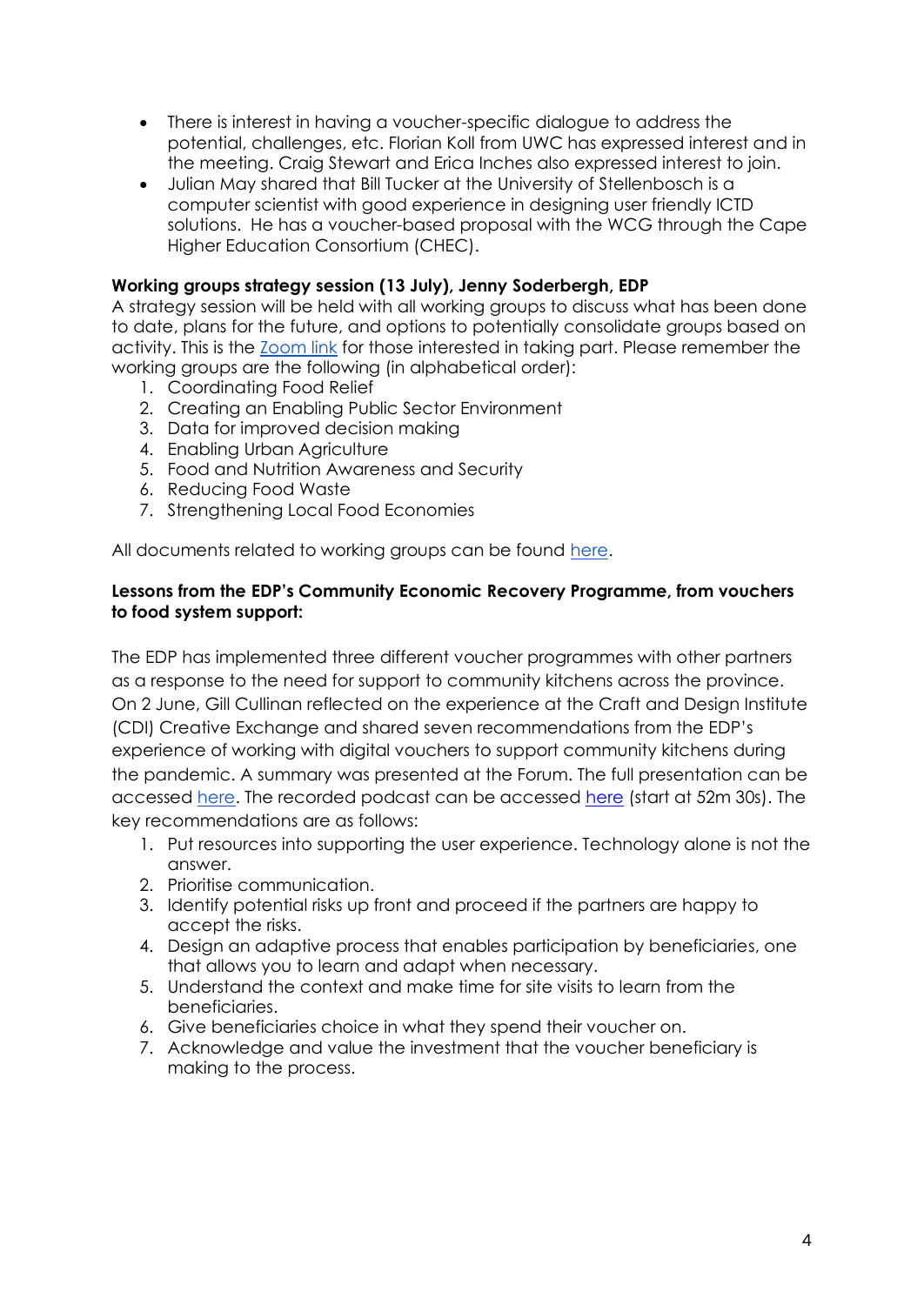- There is interest in having a voucher-specific dialogue to address the potential, challenges, etc. Florian Koll from UWC has expressed interest and in the meeting. Craig Stewart and Erica Inches also expressed interest to join.
- Julian May shared that Bill Tucker at the University of Stellenbosch is a computer scientist with good experience in designing user friendly ICTD solutions. He has a voucher-based proposal with the WCG through the Cape Higher Education Consortium (CHEC).

**Working groups strategy session (13 July), Jenny Soderbergh, EDP**

A strategy session will be held with all working groups to discuss what has been done to date, plans for the future, and options to potentially consolidate groups based on activity. This is the [Zoom link]() for those interested in taking part. Please remember the working groups are the following (in alphabetical order):

1. Coordinating Food Relief
2. Creating an Enabling Public Sector Environment
3. Data for improved decision making
4. Enabling Urban Agriculture
5. Food and Nutrition Awareness and Security
6. Reducing Food Waste
7. Strengthening Local Food Economies

All documents related to working groups can be found [here]().

**Lessons from the EDP's Community Economic Recovery Programme, from vouchers to food system support:**

The EDP has implemented three different voucher programmes with other partners as a response to the need for support to community kitchens across the province. On 2 June, Gill Cullinan reflected on the experience at the Craft and Design Institute (CDI) Creative Exchange and shared seven recommendations from the EDP's experience of working with digital vouchers to support community kitchens during the pandemic. A summary was presented at the Forum. The full presentation can be accessed [here](). The recorded podcast can be accessed [here]() (start at 52m 30s). The key recommendations are as follows:

1. Put resources into supporting the user experience. Technology alone is not the answer.
2. Prioritise communication.
3. Identify potential risks up front and proceed if the partners are happy to accept the risks.
4. Design an adaptive process that enables participation by beneficiaries, one that allows you to learn and adapt when necessary.
5. Understand the context and make time for site visits to learn from the beneficiaries.
6. Give beneficiaries choice in what they spend their voucher on.
7. Acknowledge and value the investment that the voucher beneficiary is making to the process.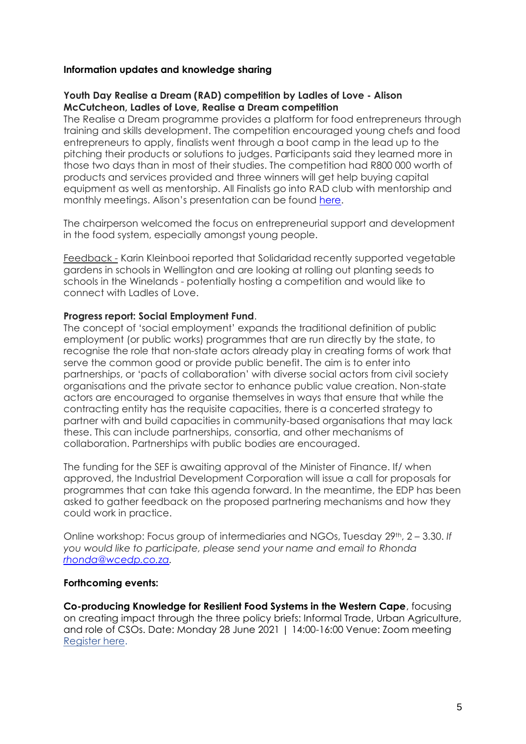**Information updates and knowledge sharing**

**Youth Day Realise a Dream (RAD) competition by Ladles of Love - Alison McCutcheon, Ladles of Love, Realise a Dream competition**

The Realise a Dream programme provides a platform for food entrepreneurs through training and skills development. The competition encouraged young chefs and food entrepreneurs to apply, finalists went through a boot camp in the lead up to the pitching their products or solutions to judges. Participants said they learned more in those two days than in most of their studies. The competition had R800 000 worth of products and services provided and three winners will get help buying capital equipment as well as mentorship. All Finalists go into RAD club with mentorship and monthly meetings. Alison's presentation can be found here.

The chairperson welcomed the focus on entrepreneurial support and development in the food system, especially amongst young people.

Feedback - Karin Kleinbooi reported that Solidaridad recently supported vegetable gardens in schools in Wellington and are looking at rolling out planting seeds to schools in the Winelands - potentially hosting a competition and would like to connect with Ladles of Love.

**Progress report: Social Employment Fund**.

The concept of 'social employment' expands the traditional definition of public employment (or public works) programmes that are run directly by the state, to recognise the role that non-state actors already play in creating forms of work that serve the common good or provide public benefit. The aim is to enter into partnerships, or 'pacts of collaboration' with diverse social actors from civil society organisations and the private sector to enhance public value creation. Non-state actors are encouraged to organise themselves in ways that ensure that while the contracting entity has the requisite capacities, there is a concerted strategy to partner with and build capacities in community-based organisations that may lack these. This can include partnerships, consortia, and other mechanisms of collaboration. Partnerships with public bodies are encouraged.

The funding for the SEF is awaiting approval of the Minister of Finance. If/ when approved, the Industrial Development Corporation will issue a call for proposals for programmes that can take this agenda forward. In the meantime, the EDP has been asked to gather feedback on the proposed partnering mechanisms and how they could work in practice.

Online workshop: Focus group of intermediaries and NGOs, Tuesday 29th, 2 – 3.30. *If you would like to participate, please send your name and email to Rhonda rhonda@wcedp.co.za.*

**Forthcoming events:**

**Co-producing Knowledge for Resilient Food Systems in the Western Cape**, focusing on creating impact through the three policy briefs: Informal Trade, Urban Agriculture, and role of CSOs. Date: Monday 28 June 2021 | 14:00-16:00 Venue: Zoom meeting Register here.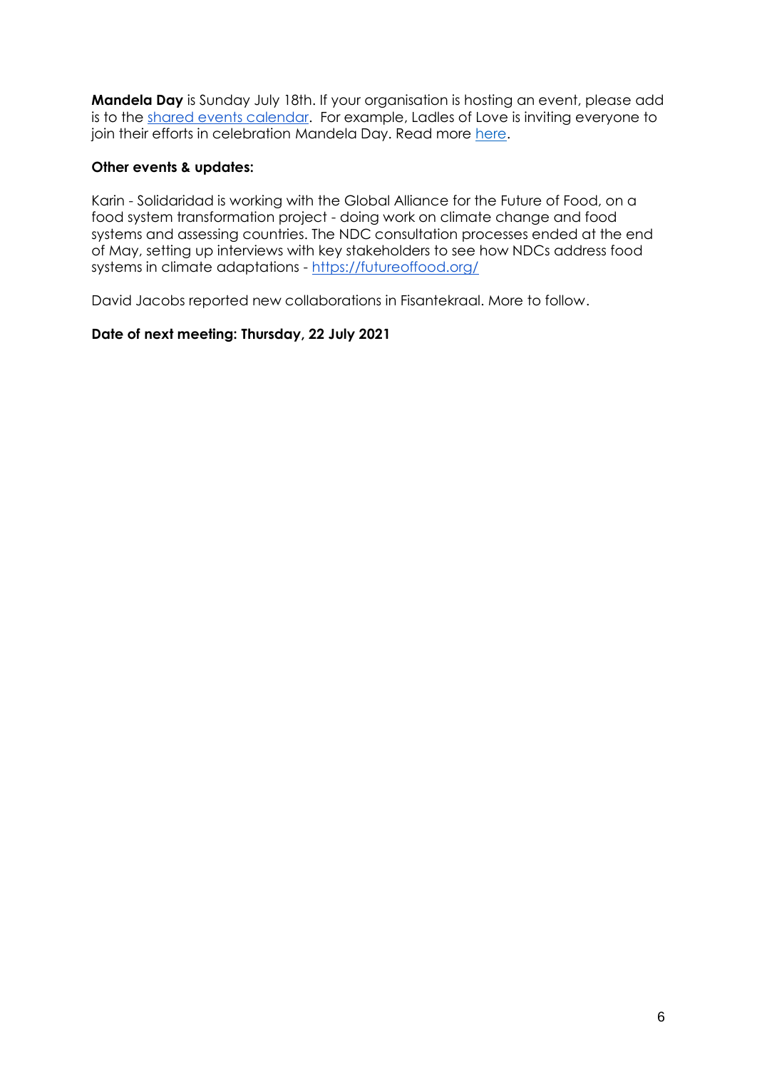**Mandela Day** is Sunday July 18th. If your organisation is hosting an event, please add is to the shared events calendar. For example, Ladles of Love is inviting everyone to join their efforts in celebration Mandela Day. Read more here.

**Other events & updates:**

Karin - Solidaridad is working with the Global Alliance for the Future of Food, on a food system transformation project - doing work on climate change and food systems and assessing countries. The NDC consultation processes ended at the end of May, setting up interviews with key stakeholders to see how NDCs address food systems in climate adaptations - https://futureoffood.org/

David Jacobs reported new collaborations in Fisantekraal. More to follow.

**Date of next meeting: Thursday, 22 July 2021**